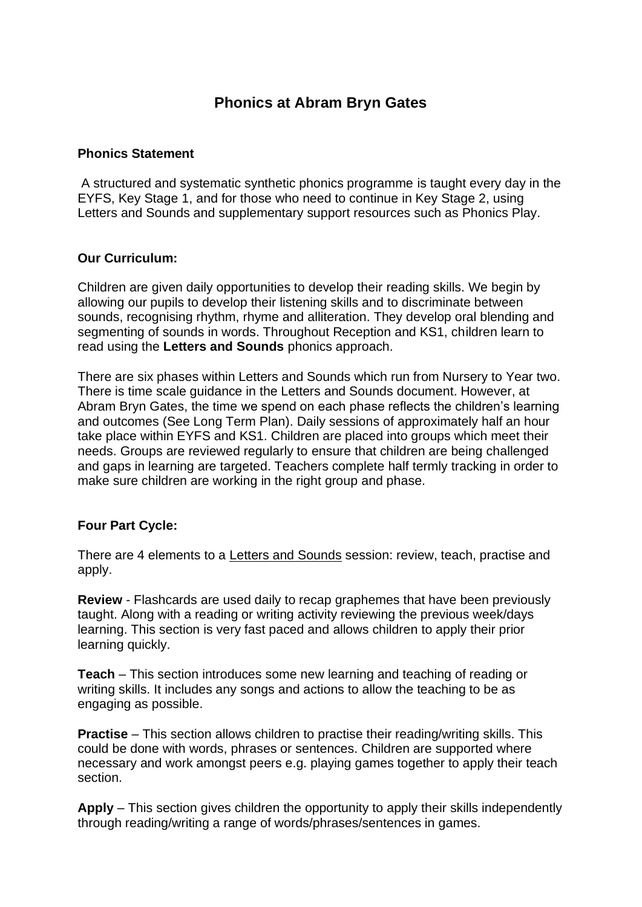# Phonics at Abram Bryn Gates

### Phonics Statement

A structured and systematic synthetic phonics programme is taught every day in the EYFS, Key Stage 1, and for those who need to continue in Key Stage 2, using Letters and Sounds and supplementary support resources such as Phonics Play.

### Our Curriculum:

Children are given daily opportunities to develop their reading skills. We begin by allowing our pupils to develop their listening skills and to discriminate between sounds, recognising rhythm, rhyme and alliteration. They develop oral blending and segmenting of sounds in words. Throughout Reception and KS1, children learn to read using the **Letters and Sounds** phonics approach.

There are six phases within Letters and Sounds which run from Nursery to Year two. There is time scale guidance in the Letters and Sounds document. However, at Abram Bryn Gates, the time we spend on each phase reflects the children's learning and outcomes (See Long Term Plan). Daily sessions of approximately half an hour take place within EYFS and KS1. Children are placed into groups which meet their needs. Groups are reviewed regularly to ensure that children are being challenged and gaps in learning are targeted. Teachers complete half termly tracking in order to make sure children are working in the right group and phase.

### Four Part Cycle:

There are 4 elements to a Letters and Sounds session: review, teach, practise and apply.

**Review** - Flashcards are used daily to recap graphemes that have been previously taught. Along with a reading or writing activity reviewing the previous week/days learning. This section is very fast paced and allows children to apply their prior learning quickly.

**Teach** – This section introduces some new learning and teaching of reading or writing skills. It includes any songs and actions to allow the teaching to be as engaging as possible.

**Practise** – This section allows children to practise their reading/writing skills. This could be done with words, phrases or sentences. Children are supported where necessary and work amongst peers e.g. playing games together to apply their teach section.

**Apply** – This section gives children the opportunity to apply their skills independently through reading/writing a range of words/phrases/sentences in games.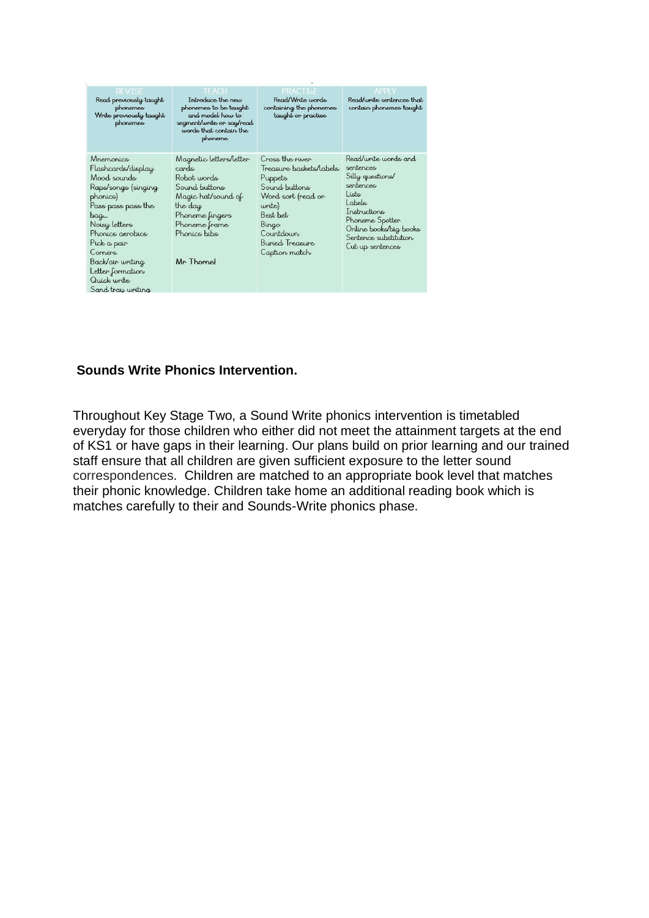| REVISE<br>Read previously taught phonemes<br>Write previously taught phonemes | TEACH<br>Introduce the new phonemes to be taught and model how to segment/write or say/read words that contain the phoneme | PRACTICE<br>Read/Write words containing the phonemes taught or practise | APPLY<br>Read/write sentences that contain phonemes taught |
|---|---|---|---|
| Mnemonics<br>Flashcards/display<br>Mood sounds<br>Raps/songs (singing phonics)<br>Pass pass pass the bag...<br>Noisy letters<br>Phonics aerobics<br>Pick a pair<br>Corners<br>Back/air writing<br>Letter formation<br>Quick write<br>Sand tray writing | Magnetic letters/letter cards<br>Robot words<br>Sound buttons<br>Magic hat/sound of the day<br>Phoneme fingers<br>Phoneme frame<br>Phonics bibs<br><br>Mr Thorne! | Cross the river<br>Treasure baskets/labels<br>Puppets<br>Sound buttons<br>Word sort (read or write)<br>Best bet<br>Bingo<br>Countdown<br>Buried Treasure<br>Caption match | Read/write words and sentences<br>Silly questions/sentences<br>Lists<br>Labels<br>Instructions<br>Phoneme Spotter<br>Online books/big books<br>Sentence substitution<br>Cut up sentences |

**Sounds Write Phonics Intervention.**

Throughout Key Stage Two, a Sound Write phonics intervention is timetabled everyday for those children who either did not meet the attainment targets at the end of KS1 or have gaps in their learning. Our plans build on prior learning and our trained staff ensure that all children are given sufficient exposure to the letter sound correspondences. Children are matched to an appropriate book level that matches their phonic knowledge. Children take home an additional reading book which is matches carefully to their and Sounds-Write phonics phase.